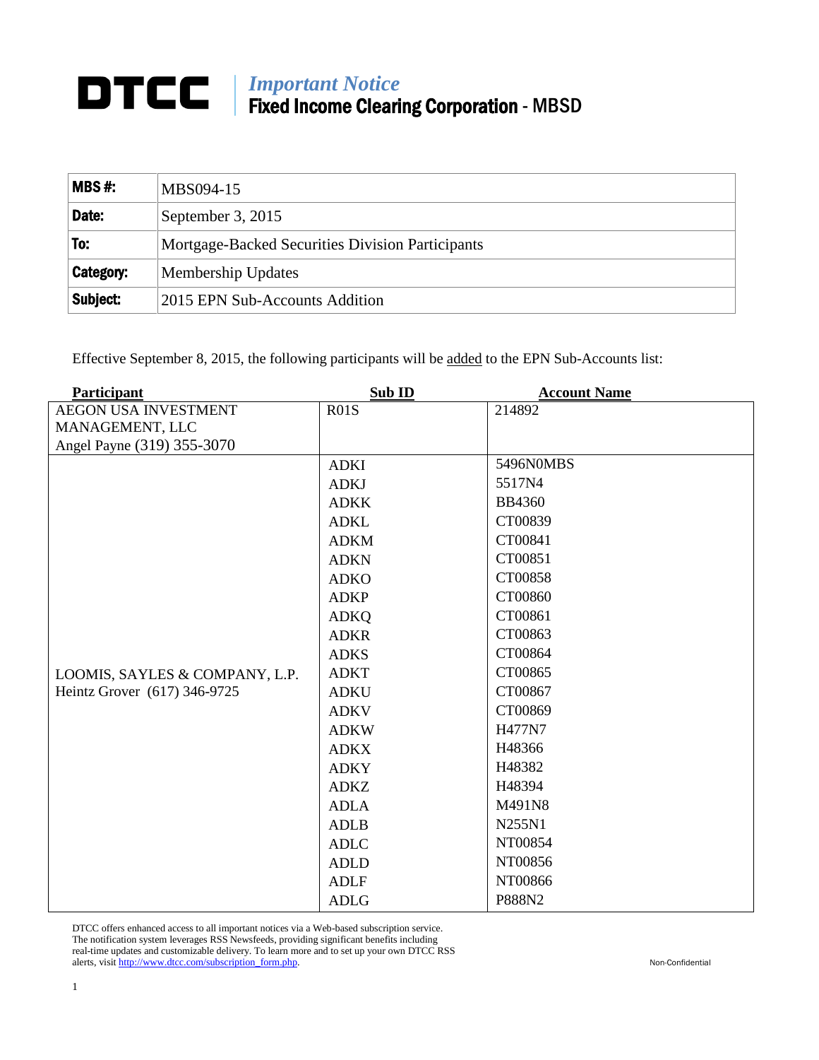**DTCC** | *Important Notice*
**Fixed Income Clearing Corporation** - MBSD

| **MBS #:** | MBS094-15 |
|---|---|
| **Date:** | September 3, 2015 |
| **To:** | Mortgage-Backed Securities Division Participants |
| **Category:** | Membership Updates |
| **Subject:** | 2015 EPN Sub-Accounts Addition |

Effective September 8, 2015, the following participants will be added to the EPN Sub-Accounts list:

| Participant | Sub ID | Account Name |
|---|---|---|
| AEGON USA INVESTMENT MANAGEMENT, LLC<br>Angel Payne (319) 355-3070 | R01S | 214892 |
| LOOMIS, SAYLES & COMPANY, L.P.<br>Heintz Grover (617) 346-9725 | ADKI | 5496N0MBS |
| | ADKJ | 5517N4 |
| | ADKK | BB4360 |
| | ADKL | CT00839 |
| | ADKM | CT00841 |
| | ADKN | CT00851 |
| | ADKO | CT00858 |
| | ADKP | CT00860 |
| | ADKQ | CT00861 |
| | ADKR | CT00863 |
| | ADKS | CT00864 |
| | ADKT | CT00865 |
| | ADKU | CT00867 |
| | ADKV | CT00869 |
| | ADKW | H477N7 |
| | ADKX | H48366 |
| | ADKY | H48382 |
| | ADKZ | H48394 |
| | ADLA | M491N8 |
| | ADLB | N255N1 |
| | ADLC | NT00854 |
| | ADLD | NT00856 |
| | ADLF | NT00866 |
| | ADLG | P888N2 |

DTCC offers enhanced access to all important notices via a Web-based subscription service. The notification system leverages RSS Newsfeeds, providing significant benefits including real-time updates and customizable delivery. To learn more and to set up your own DTCC RSS alerts, visit http://www.dtcc.com/subscription_form.php.

Non-Confidential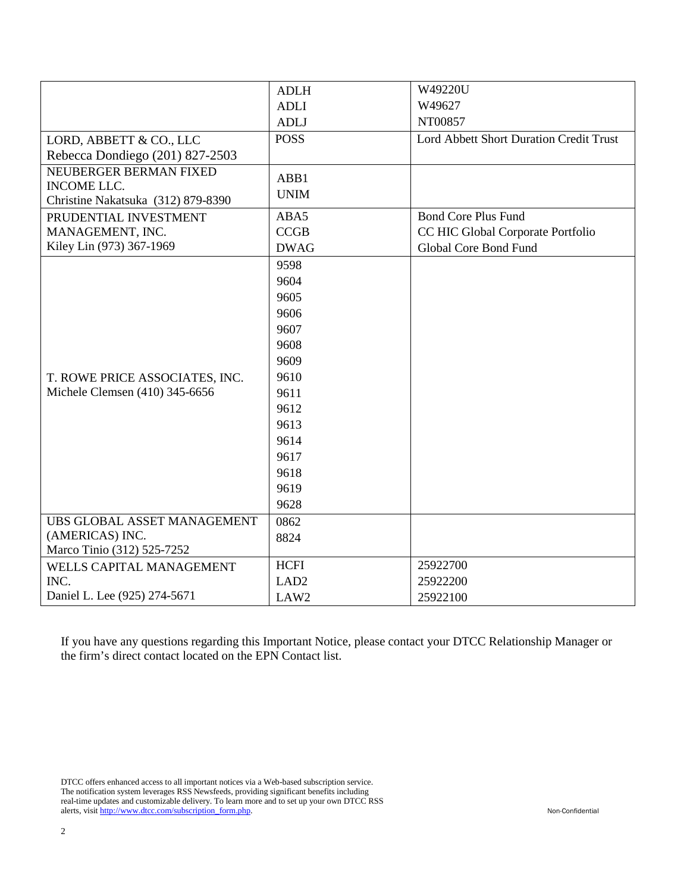| | | |
|---|---|---|
| | ADLH<br>ADLI<br>ADLJ | W49220U<br>W49627<br>NT00857 |
| LORD, ABBETT & CO., LLC<br>Rebecca Dondiego (201) 827-2503 | POSS | Lord Abbett Short Duration Credit Trust |
| NEUBERGER BERMAN FIXED INCOME LLC.<br>Christine Nakatsuka (312) 879-8390 | ABB1<br>UNIM | |
| PRUDENTIAL INVESTMENT MANAGEMENT, INC.<br>Kiley Lin (973) 367-1969 | ABA5<br>CCGB<br>DWAG | Bond Core Plus Fund<br>CC HIC Global Corporate Portfolio<br>Global Core Bond Fund |
| T. ROWE PRICE ASSOCIATES, INC.<br>Michele Clemsen (410) 345-6656 | 9598<br>9604<br>9605<br>9606<br>9607<br>9608<br>9609<br>9610<br>9611<br>9612<br>9613<br>9614<br>9617<br>9618<br>9619<br>9628 | |
| UBS GLOBAL ASSET MANAGEMENT (AMERICAS) INC.<br>Marco Tinio (312) 525-7252 | 0862<br>8824 | |
| WELLS CAPITAL MANAGEMENT INC.<br>Daniel L. Lee (925) 274-5671 | HCFI<br>LAD2<br>LAW2 | 25922700<br>25922200<br>25922100 |

If you have any questions regarding this Important Notice, please contact your DTCC Relationship Manager or the firm's direct contact located on the EPN Contact list.

DTCC offers enhanced access to all important notices via a Web-based subscription service. The notification system leverages RSS Newsfeeds, providing significant benefits including real-time updates and customizable delivery. To learn more and to set up your own DTCC RSS alerts, visit http://www.dtcc.com/subscription_form.php.

Non-Confidential